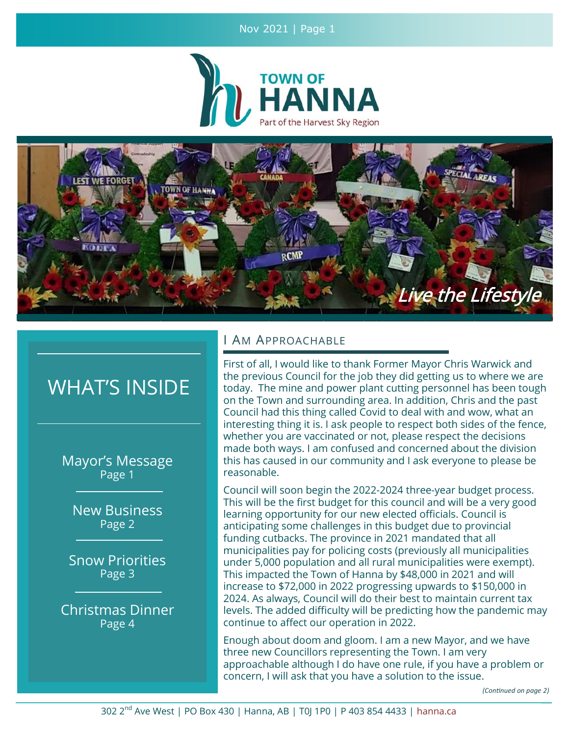# TOWN OF HANNA

Part of the Harvest Sky Region

*Live the Lifestyle*

## WHAT'S INSIDE

Mayor's Message
Page 1

New Business
Page 2

Snow Priorities
Page 3

Christmas Dinner
Page 4

## I Am Approachable

First of all, I would like to thank Former Mayor Chris Warwick and the previous Council for the job they did getting us to where we are today. The mine and power plant cutting personnel has been tough on the Town and surrounding area. In addition, Chris and the past Council had this thing called Covid to deal with and wow, what an interesting thing it is. I ask people to respect both sides of the fence, whether you are vaccinated or not, please respect the decisions made both ways. I am confused and concerned about the division this has caused in our community and I ask everyone to please be reasonable.

Council will soon begin the 2022-2024 three-year budget process. This will be the first budget for this council and will be a very good learning opportunity for our new elected officials. Council is anticipating some challenges in this budget due to provincial funding cutbacks. The province in 2021 mandated that all municipalities pay for policing costs (previously all municipalities under 5,000 population and all rural municipalities were exempt). This impacted the Town of Hanna by $48,000 in 2021 and will increase to $72,000 in 2022 progressing upwards to $150,000 in 2024. As always, Council will do their best to maintain current tax levels. The added difficulty will be predicting how the pandemic may continue to affect our operation in 2022.

Enough about doom and gloom. I am a new Mayor, and we have three new Councillors representing the Town. I am very approachable although I do have one rule, if you have a problem or concern, I will ask that you have a solution to the issue.

*(Continued on page 2)*

302 2nd Ave West | PO Box 430 | Hanna, AB | T0J 1P0 | P 403 854 4433 | hanna.ca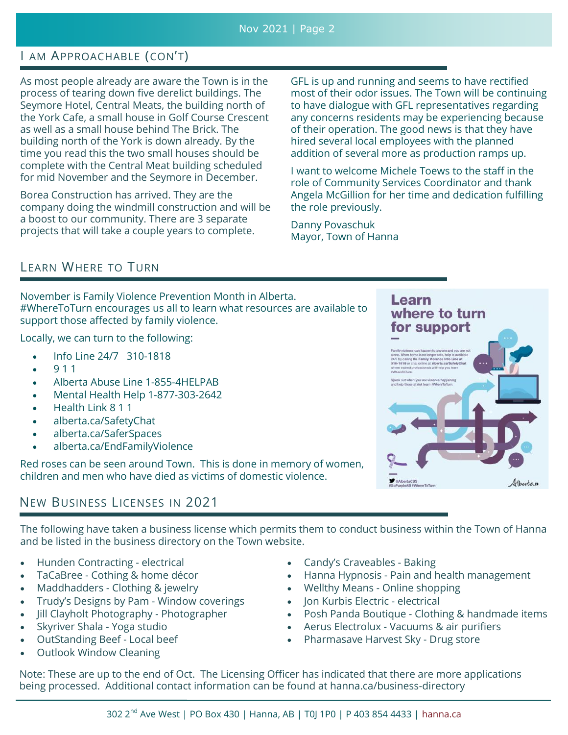## I Am Approachable (con't)

As most people already are aware the Town is in the process of tearing down five derelict buildings. The Seymore Hotel, Central Meats, the building north of the York Cafe, a small house in Golf Course Crescent as well as a small house behind The Brick. The building north of the York is down already. By the time you read this the two small houses should be complete with the Central Meat building scheduled for mid November and the Seymore in December.

Borea Construction has arrived. They are the company doing the windmill construction and will be a boost to our community. There are 3 separate projects that will take a couple years to complete.

GFL is up and running and seems to have rectified most of their odor issues. The Town will be continuing to have dialogue with GFL representatives regarding any concerns residents may be experiencing because of their operation. The good news is that they have hired several local employees with the planned addition of several more as production ramps up.

I want to welcome Michele Toews to the staff in the role of Community Services Coordinator and thank Angela McGillion for her time and dedication fulfilling the role previously.

Danny Povaschuk
Mayor, Town of Hanna

## Learn Where to Turn

November is Family Violence Prevention Month in Alberta. #WhereToTurn encourages us all to learn what resources are available to support those affected by family violence.

Locally, we can turn to the following:

- Info Line 24/7 310-1818
- 9 1 1
- Alberta Abuse Line 1-855-4HELPAB
- Mental Health Help 1-877-303-2642
- Health Link 8 1 1
- alberta.ca/SafetyChat
- alberta.ca/SaferSpaces
- alberta.ca/EndFamilyViolence

Red roses can be seen around Town. This is done in memory of women, children and men who have died as victims of domestic violence.

## New Business Licenses in 2021

The following have taken a business license which permits them to conduct business within the Town of Hanna and be listed in the business directory on the Town website.

- Hunden Contracting - electrical
- TaCaBree - Cothing & home décor
- Maddhadders - Clothing & jewelry
- Trudy's Designs by Pam - Window coverings
- Jill Clayholt Photography - Photographer
- Skyriver Shala - Yoga studio
- OutStanding Beef - Local beef
- Outlook Window Cleaning
- Candy's Craveables - Baking
- Hanna Hypnosis - Pain and health management
- Wellthy Means - Online shopping
- Jon Kurbis Electric - electrical
- Posh Panda Boutique - Clothing & handmade items
- Aerus Electrolux - Vacuums & air purifiers
- Pharmasave Harvest Sky - Drug store

Note: These are up to the end of Oct. The Licensing Officer has indicated that there are more applications being processed. Additional contact information can be found at hanna.ca/business-directory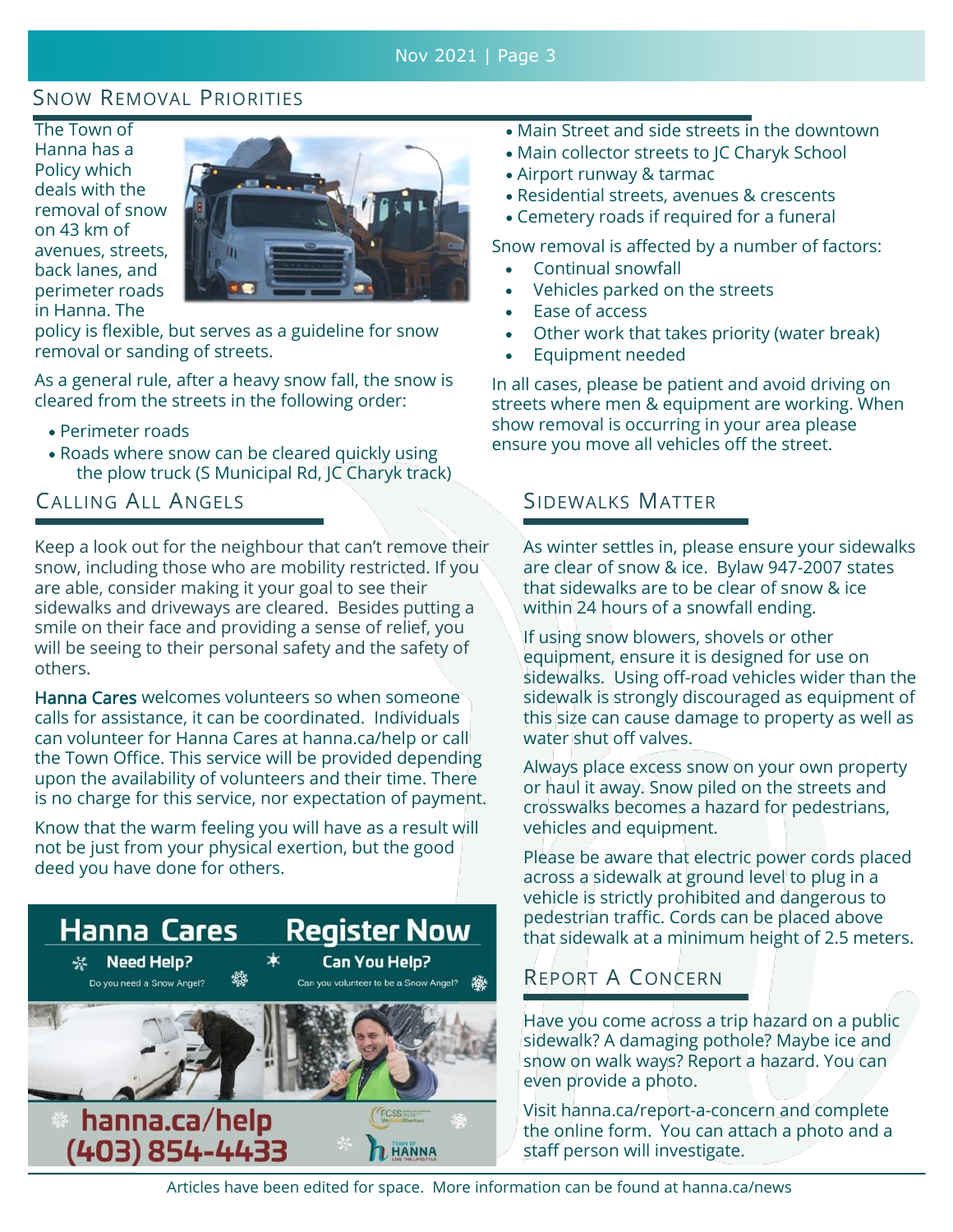## Snow Removal Priorities

The Town of Hanna has a Policy which deals with the removal of snow on 43 km of avenues, streets, back lanes, and perimeter roads in Hanna. The policy is flexible, but serves as a guideline for snow removal or sanding of streets.

As a general rule, after a heavy snow fall, the snow is cleared from the streets in the following order:

- Perimeter roads
- Roads where snow can be cleared quickly using the plow truck (S Municipal Rd, JC Charyk track)
- Main Street and side streets in the downtown
- Main collector streets to JC Charyk School
- Airport runway & tarmac
- Residential streets, avenues & crescents
- Cemetery roads if required for a funeral

Snow removal is affected by a number of factors:

- Continual snowfall
- Vehicles parked on the streets
- Ease of access
- Other work that takes priority (water break)
- Equipment needed

In all cases, please be patient and avoid driving on streets where men & equipment are working. When show removal is occurring in your area please ensure you move all vehicles off the street.

## Calling All Angels

Keep a look out for the neighbour that can't remove their snow, including those who are mobility restricted. If you are able, consider making it your goal to see their sidewalks and driveways are cleared. Besides putting a smile on their face and providing a sense of relief, you will be seeing to their personal safety and the safety of others.

Hanna Cares welcomes volunteers so when someone calls for assistance, it can be coordinated. Individuals can volunteer for Hanna Cares at hanna.ca/help or call the Town Office. This service will be provided depending upon the availability of volunteers and their time. There is no charge for this service, nor expectation of payment.

Know that the warm feeling you will have as a result will not be just from your physical exertion, but the good deed you have done for others.

**Hanna Cares** | **Register Now**

**Need Help?** Do you need a Snow Angel?

**Can You Help?** Can you volunteer to be a Snow Angel?

**hanna.ca/help**
**(403) 854-4433**

## Sidewalks Matter

As winter settles in, please ensure your sidewalks are clear of snow & ice. Bylaw 947-2007 states that sidewalks are to be clear of snow & ice within 24 hours of a snowfall ending.

If using snow blowers, shovels or other equipment, ensure it is designed for use on sidewalks. Using off-road vehicles wider than the sidewalk is strongly discouraged as equipment of this size can cause damage to property as well as water shut off valves.

Always place excess snow on your own property or haul it away. Snow piled on the streets and crosswalks becomes a hazard for pedestrians, vehicles and equipment.

Please be aware that electric power cords placed across a sidewalk at ground level to plug in a vehicle is strictly prohibited and dangerous to pedestrian traffic. Cords can be placed above that sidewalk at a minimum height of 2.5 meters.

## Report A Concern

Have you come across a trip hazard on a public sidewalk? A damaging pothole? Maybe ice and snow on walk ways? Report a hazard. You can even provide a photo.

Visit hanna.ca/report-a-concern and complete the online form. You can attach a photo and a staff person will investigate.

Articles have been edited for space. More information can be found at hanna.ca/news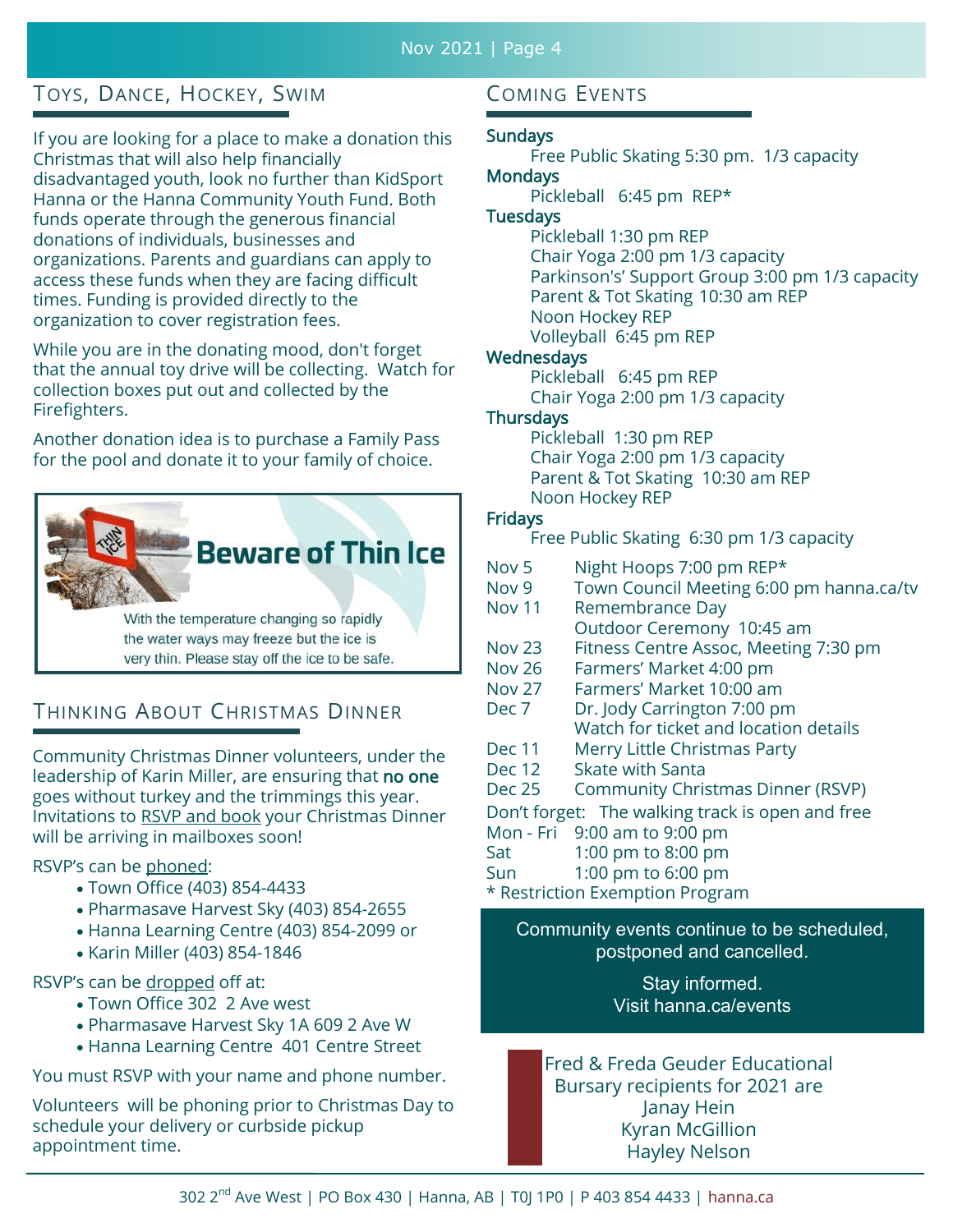## Toys, Dance, Hockey, Swim

If you are looking for a place to make a donation this Christmas that will also help financially disadvantaged youth, look no further than KidSport Hanna or the Hanna Community Youth Fund. Both funds operate through the generous financial donations of individuals, businesses and organizations. Parents and guardians can apply to access these funds when they are facing difficult times. Funding is provided directly to the organization to cover registration fees.

While you are in the donating mood, don't forget that the annual toy drive will be collecting. Watch for collection boxes put out and collected by the Firefighters.

Another donation idea is to purchase a Family Pass for the pool and donate it to your family of choice.

**Beware of Thin Ice**

With the temperature changing so rapidly the water ways may freeze but the ice is very thin. Please stay off the ice to be safe.

## Thinking About Christmas Dinner

Community Christmas Dinner volunteers, under the leadership of Karin Miller, are ensuring that **no one** goes without turkey and the trimmings this year. Invitations to RSVP and book your Christmas Dinner will be arriving in mailboxes soon!

RSVP's can be phoned:

- Town Office (403) 854-4433
- Pharmasave Harvest Sky (403) 854-2655
- Hanna Learning Centre (403) 854-2099 or
- Karin Miller (403) 854-1846

RSVP's can be dropped off at:

- Town Office 302 2 Ave west
- Pharmasave Harvest Sky 1A 609 2 Ave W
- Hanna Learning Centre 401 Centre Street

You must RSVP with your name and phone number.

Volunteers will be phoning prior to Christmas Day to schedule your delivery or curbside pickup appointment time.

## Coming Events

**Sundays**
- Free Public Skating 5:30 pm. 1/3 capacity

**Mondays**
- Pickleball 6:45 pm REP*

**Tuesdays**
- Pickleball 1:30 pm REP
- Chair Yoga 2:00 pm 1/3 capacity
- Parkinson's' Support Group 3:00 pm 1/3 capacity
- Parent & Tot Skating 10:30 am REP
- Noon Hockey REP
- Volleyball 6:45 pm REP

**Wednesdays**
- Pickleball 6:45 pm REP
- Chair Yoga 2:00 pm 1/3 capacity

**Thursdays**
- Pickleball 1:30 pm REP
- Chair Yoga 2:00 pm 1/3 capacity
- Parent & Tot Skating 10:30 am REP
- Noon Hockey REP

**Fridays**
- Free Public Skating 6:30 pm 1/3 capacity

| | |
|---|---|
| Nov 5 | Night Hoops 7:00 pm REP* |
| Nov 9 | Town Council Meeting 6:00 pm hanna.ca/tv |
| Nov 11 | Remembrance Day<br>Outdoor Ceremony 10:45 am |
| Nov 23 | Fitness Centre Assoc, Meeting 7:30 pm |
| Nov 26 | Farmers' Market 4:00 pm |
| Nov 27 | Farmers' Market 10:00 am |
| Dec 7 | Dr. Jody Carrington 7:00 pm<br>Watch for ticket and location details |
| Dec 11 | Merry Little Christmas Party |
| Dec 12 | Skate with Santa |
| Dec 25 | Community Christmas Dinner (RSVP) |

Don't forget: The walking track is open and free

| | |
|---|---|
| Mon - Fri | 9:00 am to 9:00 pm |
| Sat | 1:00 pm to 8:00 pm |
| Sun | 1:00 pm to 6:00 pm |

\* Restriction Exemption Program

Community events continue to be scheduled, postponed and cancelled.

Stay informed.
Visit hanna.ca/events

Fred & Freda Geuder Educational Bursary recipients for 2021 are
Janay Hein
Kyran McGillion
Hayley Nelson

302 2nd Ave West | PO Box 430 | Hanna, AB | T0J 1P0 | P 403 854 4433 | hanna.ca